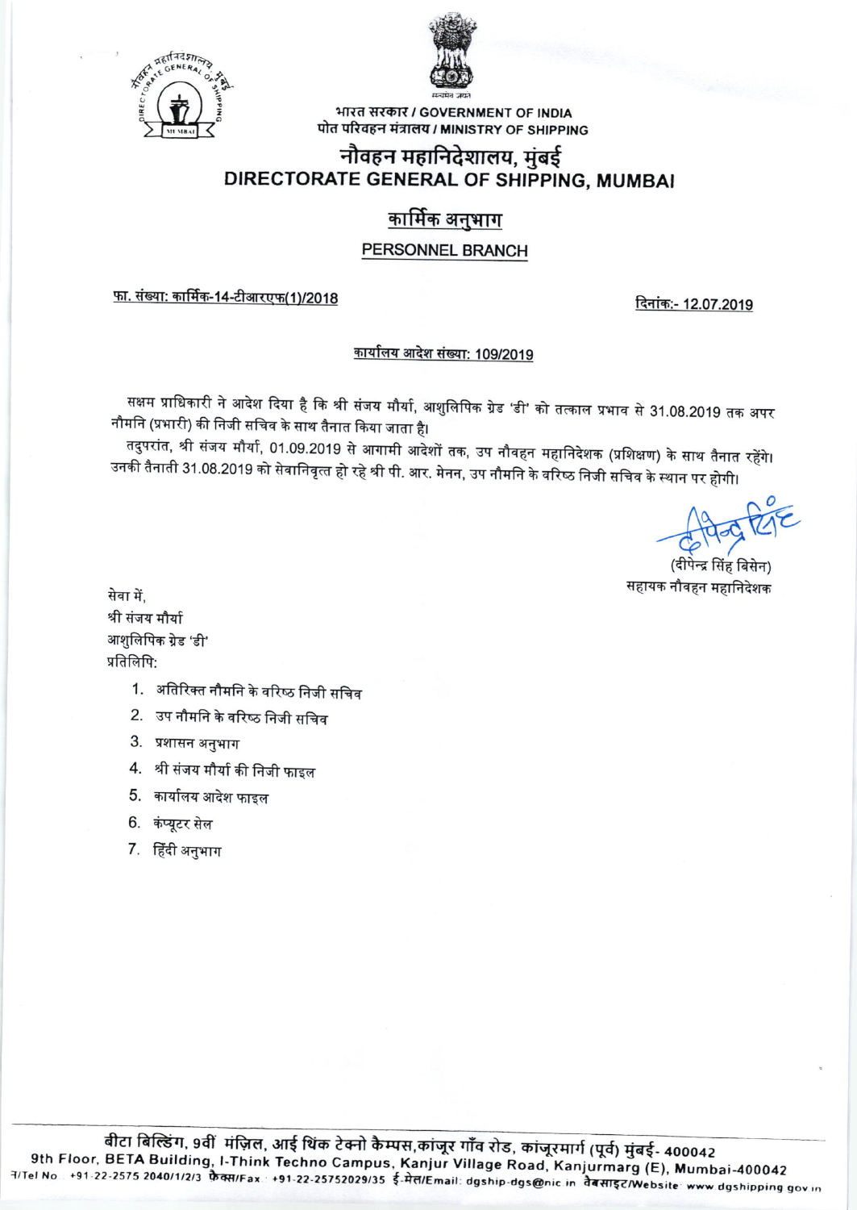भारत सरकार / GOVERNMENT OF INDIA
पोत परिवहन मंत्रालय / MINISTRY OF SHIPPING

# नौवहन महानिदेशालय, मुंबई
# DIRECTORATE GENERAL OF SHIPPING, MUMBAI

## कार्मिक अनुभाग
## PERSONNEL BRANCH

फा. संख्या: कार्मिक-14-टीआरएफ(1)/2018 दिनांक:- 12.07.2019

### कार्यालय आदेश संख्या: 109/2019

सक्षम प्राधिकारी ने आदेश दिया है कि श्री संजय मौर्या, आशुलिपिक ग्रेड 'डी' को तत्काल प्रभाव से 31.08.2019 तक अपर नौमनि (प्रभारी) की निजी सचिव के साथ तैनात किया जाता है।

तदुपरांत, श्री संजय मौर्या, 01.09.2019 से आगामी आदेशों तक, उप नौवहन महानिदेशक (प्रशिक्षण) के साथ तैनात रहेंगे। उनकी तैनाती 31.08.2019 को सेवानिवृत्त हो रहे श्री पी. आर. मेनन, उप नौमनि के वरिष्ठ निजी सचिव के स्थान पर होगी।

(दीपेन्द्र सिंह बिसेन)
सहायक नौवहन महानिदेशक

सेवा में,
श्री संजय मौर्या
आशुलिपिक ग्रेड 'डी'

प्रतिलिपि:

1. अतिरिक्त नौमनि के वरिष्ठ निजी सचिव
2. उप नौमनि के वरिष्ठ निजी सचिव
3. प्रशासन अनुभाग
4. श्री संजय मौर्या की निजी फाइल
5. कार्यालय आदेश फाइल
6. कंप्यूटर सेल
7. हिंदी अनुभाग

बीटा बिल्डिंग, 9वीं मंज़िल, आई थिंक टेक्नो कैम्पस,कांजूर गाँव रोड, कांजूरमार्ग (पूर्व) मुंबई- 400042
9th Floor, BETA Building, I-Think Techno Campus, Kanjur Village Road, Kanjurmarg (E), Mumbai-400042
दू/Tel No.: +91-22-2575 2040/1/2/3 फैक्स/Fax: +91-22-25752029/35 ई-मेल/Email: dgship-dgs@nic.in वेबसाइट/Website: www.dgshipping.gov.in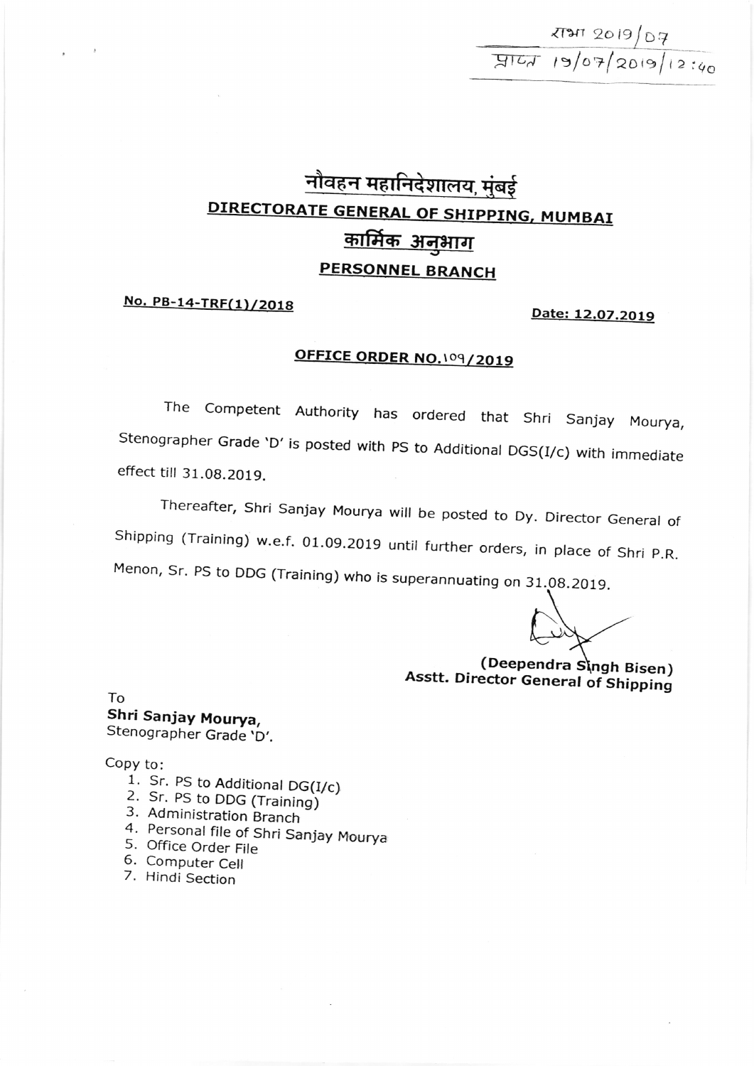राभा 2019/07
प्राप्त 19/07/2019/12:40

# नौवहन महानिदेशालय, मुंबई
# DIRECTORATE GENERAL OF SHIPPING, MUMBAI
## कार्मिक अनुभाग
## PERSONNEL BRANCH

**No. PB-14-TRF(1)/2018** **Date: 12.07.2019**

**OFFICE ORDER NO.109/2019**

The Competent Authority has ordered that Shri Sanjay Mourya, Stenographer Grade 'D' is posted with PS to Additional DGS(I/c) with immediate effect till 31.08.2019.

Thereafter, Shri Sanjay Mourya will be posted to Dy. Director General of Shipping (Training) w.e.f. 01.09.2019 until further orders, in place of Shri P.R. Menon, Sr. PS to DDG (Training) who is superannuating on 31.08.2019.

**(Deependra Singh Bisen)**
**Asstt. Director General of Shipping**

To
**Shri Sanjay Mourya,**
Stenographer Grade 'D'.

Copy to:
1. Sr. PS to Additional DG(I/c)
2. Sr. PS to DDG (Training)
3. Administration Branch
4. Personal file of Shri Sanjay Mourya
5. Office Order File
6. Computer Cell
7. Hindi Section